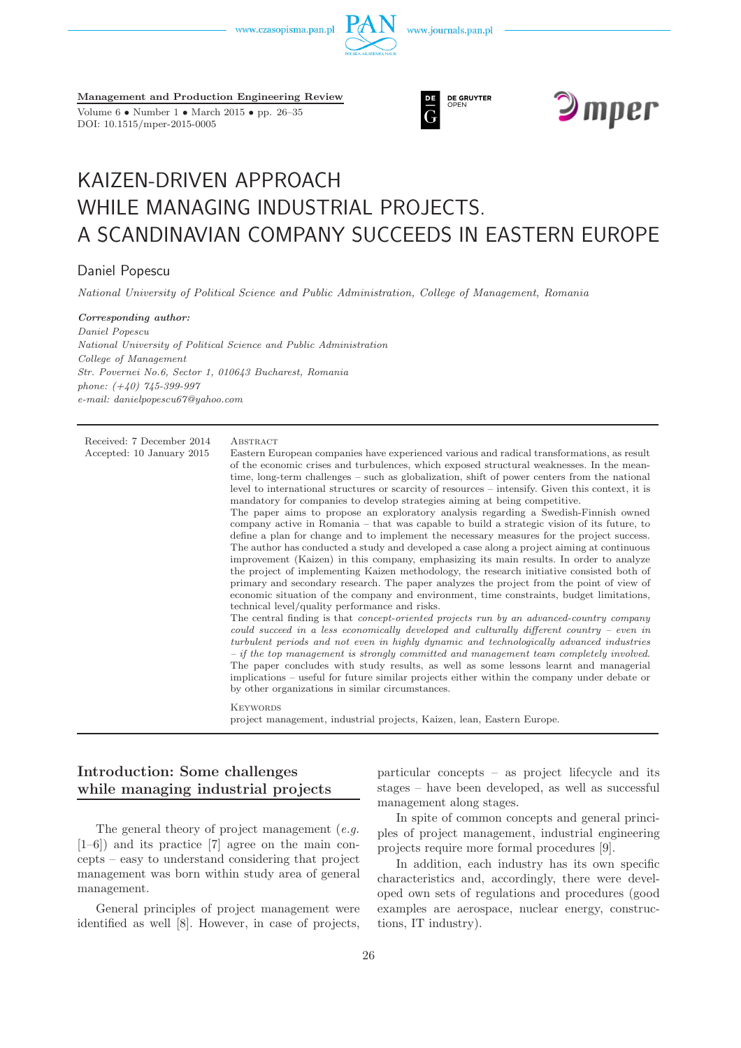# KAIZEN-DRIVEN APPROACH WHILE MANAGING INDUSTRIAL PROJECTS. A SCANDINAVIAN COMPANY SUCCEEDS IN EASTERN EUROPE

Daniel Popescu

*National University of Political Science and Public Administration, College of Management, Romania*

***Corresponding author:***
*Daniel Popescu*
*National University of Political Science and Public Administration*
*College of Management*
*Str. Povernei No.6, Sector 1, 010643 Bucharest, Romania*
*phone: (+40) 745-399-997*
*e-mail: danielpopescu67@yahoo.com*

Received: 7 December 2014
Accepted: 10 January 2015

Abstract

Eastern European companies have experienced various and radical transformations, as result of the economic crises and turbulences, which exposed structural weaknesses. In the meantime, long-term challenges – such as globalization, shift of power centers from the national level to international structures or scarcity of resources – intensify. Given this context, it is mandatory for companies to develop strategies aiming at being competitive.

The paper aims to propose an exploratory analysis regarding a Swedish-Finnish owned company active in Romania – that was capable to build a strategic vision of its future, to define a plan for change and to implement the necessary measures for the project success. The author has conducted a study and developed a case along a project aiming at continuous improvement (Kaizen) in this company, emphasizing its main results. In order to analyze the project of implementing Kaizen methodology, the research initiative consisted both of primary and secondary research. The paper analyzes the project from the point of view of economic situation of the company and environment, time constraints, budget limitations, technical level/quality performance and risks.

The central finding is that *concept-oriented projects run by an advanced-country company could succeed in a less economically developed and culturally different country – even in turbulent periods and not even in highly dynamic and technologically advanced industries – if the top management is strongly committed and management team completely involved.* The paper concludes with study results, as well as some lessons learnt and managerial implications – useful for future similar projects either within the company under debate or by other organizations in similar circumstances.

Keywords

project management, industrial projects, Kaizen, lean, Eastern Europe.

## Introduction: Some challenges while managing industrial projects

The general theory of project management (*e.g.* [1–6]) and its practice [7] agree on the main concepts – easy to understand considering that project management was born within study area of general management.

General principles of project management were identified as well [8]. However, in case of projects, particular concepts – as project lifecycle and its stages – have been developed, as well as successful management along stages.

In spite of common concepts and general principles of project management, industrial engineering projects require more formal procedures [9].

In addition, each industry has its own specific characteristics and, accordingly, there were developed own sets of regulations and procedures (good examples are aerospace, nuclear energy, constructions, IT industry).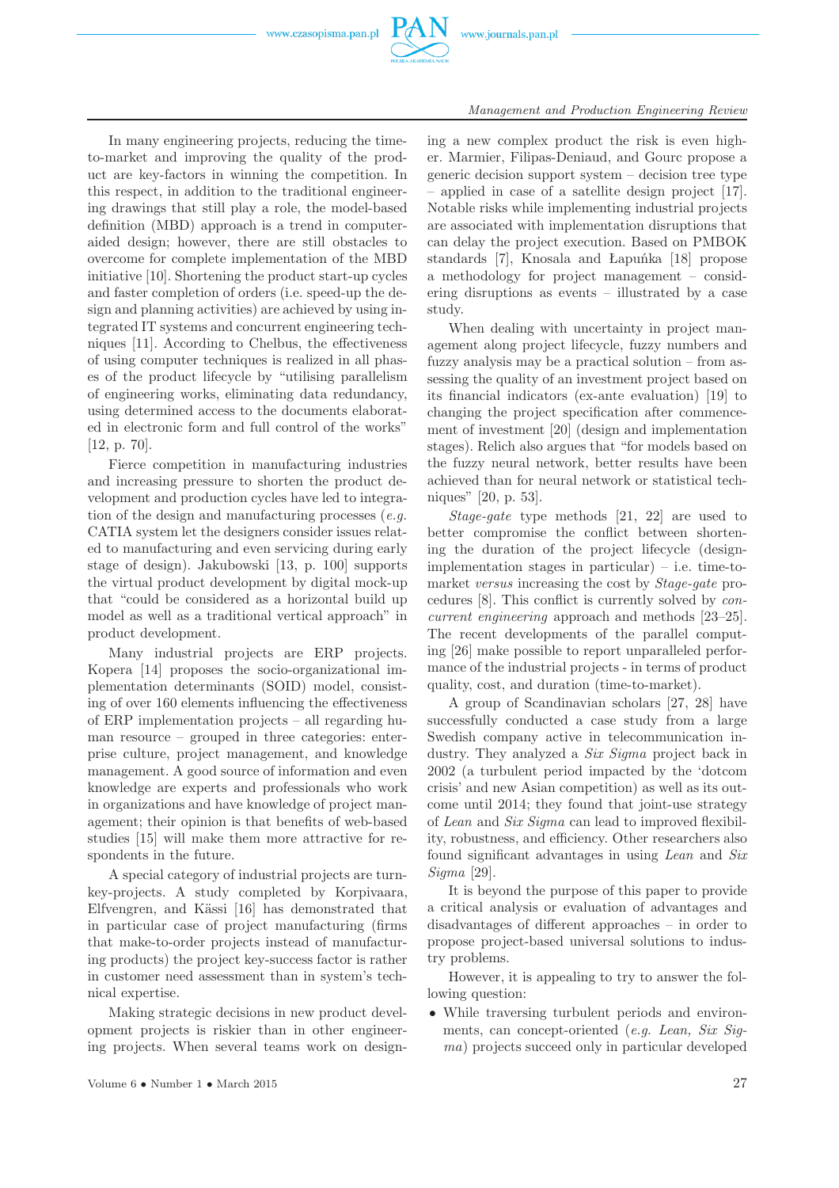In many engineering projects, reducing the time-to-market and improving the quality of the product are key-factors in winning the competition. In this respect, in addition to the traditional engineering drawings that still play a role, the model-based definition (MBD) approach is a trend in computer-aided design; however, there are still obstacles to overcome for complete implementation of the MBD initiative [10]. Shortening the product start-up cycles and faster completion of orders (i.e. speed-up the design and planning activities) are achieved by using integrated IT systems and concurrent engineering techniques [11]. According to Chelbus, the effectiveness of using computer techniques is realized in all phases of the product lifecycle by "utilising parallelism of engineering works, eliminating data redundancy, using determined access to the documents elaborated in electronic form and full control of the works" [12, p. 70].

Fierce competition in manufacturing industries and increasing pressure to shorten the product development and production cycles have led to integration of the design and manufacturing processes (*e.g.* CATIA system let the designers consider issues related to manufacturing and even servicing during early stage of design). Jakubowski [13, p. 100] supports the virtual product development by digital mock-up that "could be considered as a horizontal build up model as well as a traditional vertical approach" in product development.

Many industrial projects are ERP projects. Kopera [14] proposes the socio-organizational implementation determinants (SOID) model, consisting of over 160 elements influencing the effectiveness of ERP implementation projects – all regarding human resource – grouped in three categories: enterprise culture, project management, and knowledge management. A good source of information and even knowledge are experts and professionals who work in organizations and have knowledge of project management; their opinion is that benefits of web-based studies [15] will make them more attractive for respondents in the future.

A special category of industrial projects are turn-key-projects. A study completed by Korpivaara, Elfvengren, and Kässi [16] has demonstrated that in particular case of project manufacturing (firms that make-to-order projects instead of manufacturing products) the project key-success factor is rather in customer need assessment than in system's technical expertise.

Making strategic decisions in new product development projects is riskier than in other engineering projects. When several teams work on designing a new complex product the risk is even higher. Marmier, Filipas-Deniaud, and Gourc propose a generic decision support system – decision tree type – applied in case of a satellite design project [17]. Notable risks while implementing industrial projects are associated with implementation disruptions that can delay the project execution. Based on PMBOK standards [7], Knosala and Łapuńka [18] propose a methodology for project management – considering disruptions as events – illustrated by a case study.

When dealing with uncertainty in project management along project lifecycle, fuzzy numbers and fuzzy analysis may be a practical solution – from assessing the quality of an investment project based on its financial indicators (ex-ante evaluation) [19] to changing the project specification after commencement of investment [20] (design and implementation stages). Relich also argues that "for models based on the fuzzy neural network, better results have been achieved than for neural network or statistical techniques" [20, p. 53].

*Stage-gate* type methods [21, 22] are used to better compromise the conflict between shortening the duration of the project lifecycle (design-implementation stages in particular) – i.e. time-to-market *versus* increasing the cost by *Stage-gate* procedures [8]. This conflict is currently solved by *concurrent engineering* approach and methods [23–25]. The recent developments of the parallel computing [26] make possible to report unparalleled performance of the industrial projects - in terms of product quality, cost, and duration (time-to-market).

A group of Scandinavian scholars [27, 28] have successfully conducted a case study from a large Swedish company active in telecommunication industry. They analyzed a *Six Sigma* project back in 2002 (a turbulent period impacted by the 'dotcom crisis' and new Asian competition) as well as its outcome until 2014; they found that joint-use strategy of *Lean* and *Six Sigma* can lead to improved flexibility, robustness, and efficiency. Other researchers also found significant advantages in using *Lean* and *Six Sigma* [29].

It is beyond the purpose of this paper to provide a critical analysis or evaluation of advantages and disadvantages of different approaches – in order to propose project-based universal solutions to industry problems.

However, it is appealing to try to answer the following question:

- While traversing turbulent periods and environments, can concept-oriented (*e.g. Lean, Six Sigma*) projects succeed only in particular developed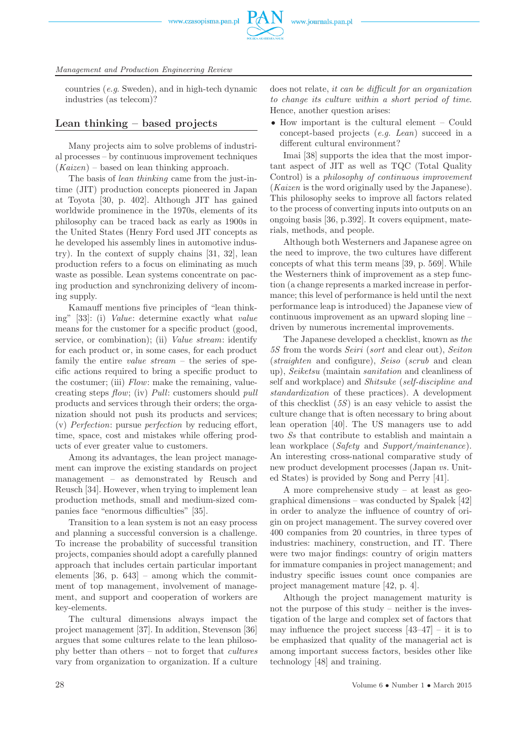countries (*e.g.* Sweden), and in high-tech dynamic industries (as telecom)?

## Lean thinking – based projects

Many projects aim to solve problems of industrial processes – by continuous improvement techniques (*Kaizen*) – based on lean thinking approach.

The basis of *lean thinking* came from the just-in-time (JIT) production concepts pioneered in Japan at Toyota [30, p. 402]. Although JIT has gained worldwide prominence in the 1970s, elements of its philosophy can be traced back as early as 1900s in the United States (Henry Ford used JIT concepts as he developed his assembly lines in automotive industry). In the context of supply chains [31, 32], lean production refers to a focus on eliminating as much waste as possible. Lean systems concentrate on pacing production and synchronizing delivery of incoming supply.

Kamauff mentions five principles of "lean thinking" [33]: (i) *Value*: determine exactly what *value* means for the customer for a specific product (good, service, or combination); (ii) *Value stream*: identify for each product or, in some cases, for each product family the entire *value stream* – the series of specific actions required to bring a specific product to the costumer; (iii) *Flow*: make the remaining, value-creating steps *flow*; (iv) *Pull*: customers should *pull* products and services through their orders; the organization should not push its products and services; (v) *Perfection*: pursue *perfection* by reducing effort, time, space, cost and mistakes while offering products of ever greater value to customers.

Among its advantages, the lean project management can improve the existing standards on project management – as demonstrated by Reusch and Reusch [34]. However, when trying to implement lean production methods, small and medium-sized companies face "enormous difficulties" [35].

Transition to a lean system is not an easy process and planning a successful conversion is a challenge. To increase the probability of successful transition projects, companies should adopt a carefully planned approach that includes certain particular important elements [36, p. 643] – among which the commitment of top management, involvement of management, and support and cooperation of workers are key-elements.

The cultural dimensions always impact the project management [37]. In addition, Stevenson [36] argues that some cultures relate to the lean philosophy better than others – not to forget that *cultures* vary from organization to organization. If a culture does not relate, *it can be difficult for an organization to change its culture within a short period of time*. Hence, another question arises:

- How important is the cultural element – Could concept-based projects (*e.g. Lean*) succeed in a different cultural environment?

Imai [38] supports the idea that the most important aspect of JIT as well as TQC (Total Quality Control) is a *philosophy of continuous improvement* (*Kaizen* is the word originally used by the Japanese). This philosophy seeks to improve all factors related to the process of converting inputs into outputs on an ongoing basis [36, p.392]. It covers equipment, materials, methods, and people.

Although both Westerners and Japanese agree on the need to improve, the two cultures have different concepts of what this term means [39, p. 569]. While the Westerners think of improvement as a step function (a change represents a marked increase in performance; this level of performance is held until the next performance leap is introduced) the Japanese view of continuous improvement as an upward sloping line – driven by numerous incremental improvements.

The Japanese developed a checklist, known as *the 5S* from the words *Seiri* (*sort* and clear out), *Seiton* (*straighten* and configure), *Seiso* (*scrub* and clean up), *Seiketsu* (maintain *sanitation* and cleanliness of self and workplace) and *Shitsuke* (*self-discipline and standardization* of these practices). A development of this checklist (*5S*) is an easy vehicle to assist the culture change that is often necessary to bring about lean operation [40]. The US managers use to add two *Ss* that contribute to establish and maintain a lean workplace (*Safety* and *Support/maintenance*). An interesting cross-national comparative study of new product development processes (Japan *vs.* United States) is provided by Song and Perry [41].

A more comprehensive study – at least as geographical dimensions – was conducted by Spalek [42] in order to analyze the influence of country of origin on project management. The survey covered over 400 companies from 20 countries, in three types of industries: machinery, construction, and IT. There were two major findings: country of origin matters for immature companies in project management; and industry specific issues count once companies are project management mature [42, p. 4].

Although the project management maturity is not the purpose of this study – neither is the investigation of the large and complex set of factors that may influence the project success [43–47] – it is to be emphasized that quality of the managerial act is among important success factors, besides other like technology [48] and training.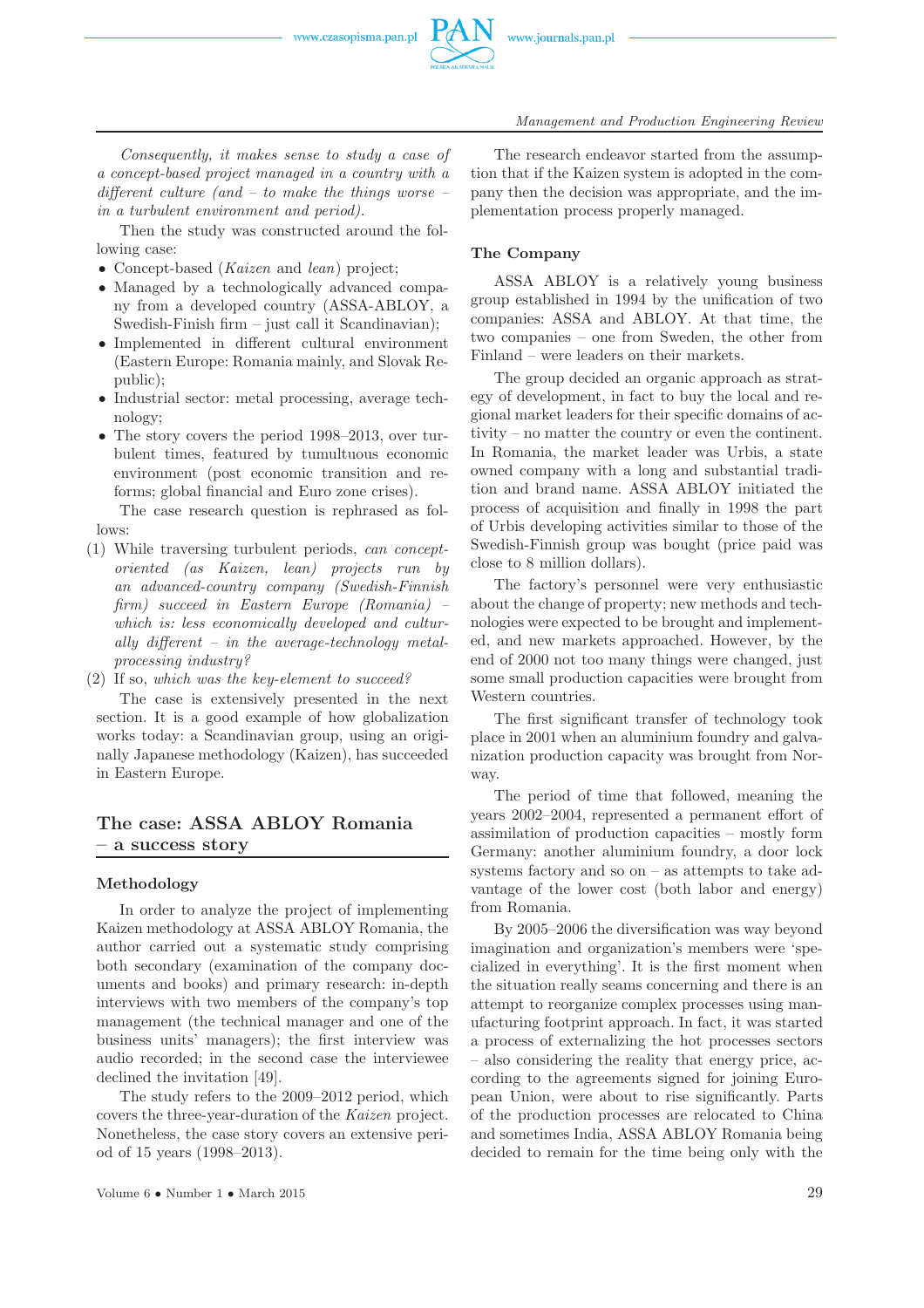*Consequently, it makes sense to study a case of a concept-based project managed in a country with a different culture (and – to make the things worse – in a turbulent environment and period).*

Then the study was constructed around the following case:

- Concept-based (*Kaizen* and *lean*) project;
- Managed by a technologically advanced company from a developed country (ASSA-ABLOY, a Swedish-Finish firm – just call it Scandinavian);
- Implemented in different cultural environment (Eastern Europe: Romania mainly, and Slovak Republic);
- Industrial sector: metal processing, average technology;
- The story covers the period 1998–2013, over turbulent times, featured by tumultuous economic environment (post economic transition and reforms; global financial and Euro zone crises).

The case research question is rephrased as follows:

(1) While traversing turbulent periods, *can concept-oriented (as Kaizen, lean) projects run by an advanced-country company (Swedish-Finnish firm) succeed in Eastern Europe (Romania) – which is: less economically developed and culturally different – in the average-technology metal-processing industry?*

(2) If so, *which was the key-element to succeed?*

The case is extensively presented in the next section. It is a good example of how globalization works today: a Scandinavian group, using an originally Japanese methodology (Kaizen), has succeeded in Eastern Europe.

## The case: ASSA ABLOY Romania – a success story

### Methodology

In order to analyze the project of implementing Kaizen methodology at ASSA ABLOY Romania, the author carried out a systematic study comprising both secondary (examination of the company documents and books) and primary research: in-depth interviews with two members of the company's top management (the technical manager and one of the business units' managers); the first interview was audio recorded; in the second case the interviewee declined the invitation [49].

The study refers to the 2009–2012 period, which covers the three-year-duration of the *Kaizen* project. Nonetheless, the case story covers an extensive period of 15 years (1998–2013).

The research endeavor started from the assumption that if the Kaizen system is adopted in the company then the decision was appropriate, and the implementation process properly managed.

### The Company

ASSA ABLOY is a relatively young business group established in 1994 by the unification of two companies: ASSA and ABLOY. At that time, the two companies – one from Sweden, the other from Finland – were leaders on their markets.

The group decided an organic approach as strategy of development, in fact to buy the local and regional market leaders for their specific domains of activity – no matter the country or even the continent. In Romania, the market leader was Urbis, a state owned company with a long and substantial tradition and brand name. ASSA ABLOY initiated the process of acquisition and finally in 1998 the part of Urbis developing activities similar to those of the Swedish-Finnish group was bought (price paid was close to 8 million dollars).

The factory's personnel were very enthusiastic about the change of property; new methods and technologies were expected to be brought and implemented, and new markets approached. However, by the end of 2000 not too many things were changed, just some small production capacities were brought from Western countries.

The first significant transfer of technology took place in 2001 when an aluminium foundry and galvanization production capacity was brought from Norway.

The period of time that followed, meaning the years 2002–2004, represented a permanent effort of assimilation of production capacities – mostly form Germany: another aluminium foundry, a door lock systems factory and so on – as attempts to take advantage of the lower cost (both labor and energy) from Romania.

By 2005–2006 the diversification was way beyond imagination and organization's members were 'specialized in everything'. It is the first moment when the situation really seams concerning and there is an attempt to reorganize complex processes using manufacturing footprint approach. In fact, it was started a process of externalizing the hot processes sectors – also considering the reality that energy price, according to the agreements signed for joining European Union, were about to rise significantly. Parts of the production processes are relocated to China and sometimes India, ASSA ABLOY Romania being decided to remain for the time being only with the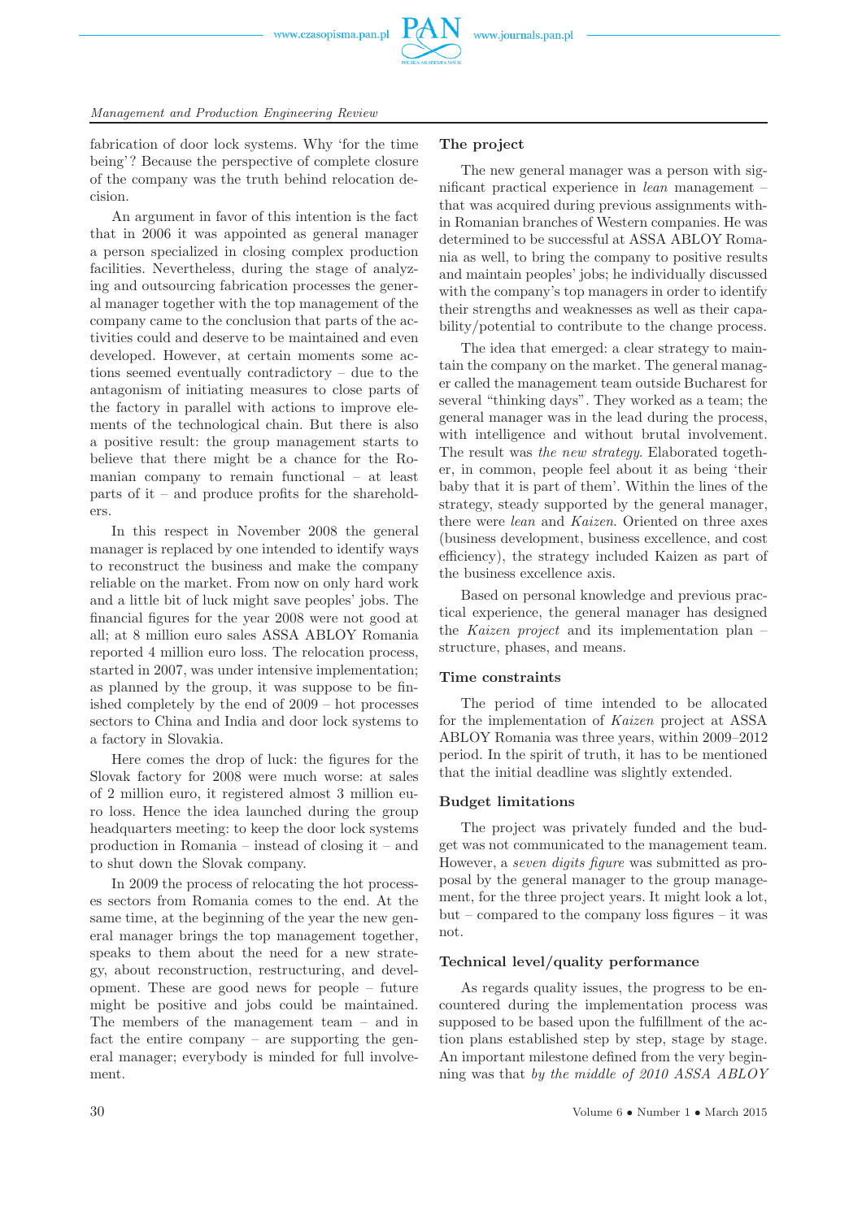fabrication of door lock systems. Why 'for the time being'? Because the perspective of complete closure of the company was the truth behind relocation decision.

An argument in favor of this intention is the fact that in 2006 it was appointed as general manager a person specialized in closing complex production facilities. Nevertheless, during the stage of analyzing and outsourcing fabrication processes the general manager together with the top management of the company came to the conclusion that parts of the activities could and deserve to be maintained and even developed. However, at certain moments some actions seemed eventually contradictory – due to the antagonism of initiating measures to close parts of the factory in parallel with actions to improve elements of the technological chain. But there is also a positive result: the group management starts to believe that there might be a chance for the Romanian company to remain functional – at least parts of it – and produce profits for the shareholders.

In this respect in November 2008 the general manager is replaced by one intended to identify ways to reconstruct the business and make the company reliable on the market. From now on only hard work and a little bit of luck might save peoples' jobs. The financial figures for the year 2008 were not good at all; at 8 million euro sales ASSA ABLOY Romania reported 4 million euro loss. The relocation process, started in 2007, was under intensive implementation; as planned by the group, it was suppose to be finished completely by the end of 2009 – hot processes sectors to China and India and door lock systems to a factory in Slovakia.

Here comes the drop of luck: the figures for the Slovak factory for 2008 were much worse: at sales of 2 million euro, it registered almost 3 million euro loss. Hence the idea launched during the group headquarters meeting: to keep the door lock systems production in Romania – instead of closing it – and to shut down the Slovak company.

In 2009 the process of relocating the hot processes sectors from Romania comes to the end. At the same time, at the beginning of the year the new general manager brings the top management together, speaks to them about the need for a new strategy, about reconstruction, restructuring, and development. These are good news for people – future might be positive and jobs could be maintained. The members of the management team – and in fact the entire company – are supporting the general manager; everybody is minded for full involvement.

### The project

The new general manager was a person with significant practical experience in *lean* management – that was acquired during previous assignments within Romanian branches of Western companies. He was determined to be successful at ASSA ABLOY Romania as well, to bring the company to positive results and maintain peoples' jobs; he individually discussed with the company's top managers in order to identify their strengths and weaknesses as well as their capability/potential to contribute to the change process.

The idea that emerged: a clear strategy to maintain the company on the market. The general manager called the management team outside Bucharest for several "thinking days". They worked as a team; the general manager was in the lead during the process, with intelligence and without brutal involvement. The result was *the new strategy*. Elaborated together, in common, people feel about it as being 'their baby that it is part of them'. Within the lines of the strategy, steady supported by the general manager, there were *lean* and *Kaizen*. Oriented on three axes (business development, business excellence, and cost efficiency), the strategy included Kaizen as part of the business excellence axis.

Based on personal knowledge and previous practical experience, the general manager has designed the *Kaizen project* and its implementation plan – structure, phases, and means.

### Time constraints

The period of time intended to be allocated for the implementation of *Kaizen* project at ASSA ABLOY Romania was three years, within 2009–2012 period. In the spirit of truth, it has to be mentioned that the initial deadline was slightly extended.

### Budget limitations

The project was privately funded and the budget was not communicated to the management team. However, a *seven digits figure* was submitted as proposal by the general manager to the group management, for the three project years. It might look a lot, but – compared to the company loss figures – it was not.

### Technical level/quality performance

As regards quality issues, the progress to be encountered during the implementation process was supposed to be based upon the fulfillment of the action plans established step by step, stage by stage. An important milestone defined from the very beginning was that *by the middle of 2010 ASSA ABLOY*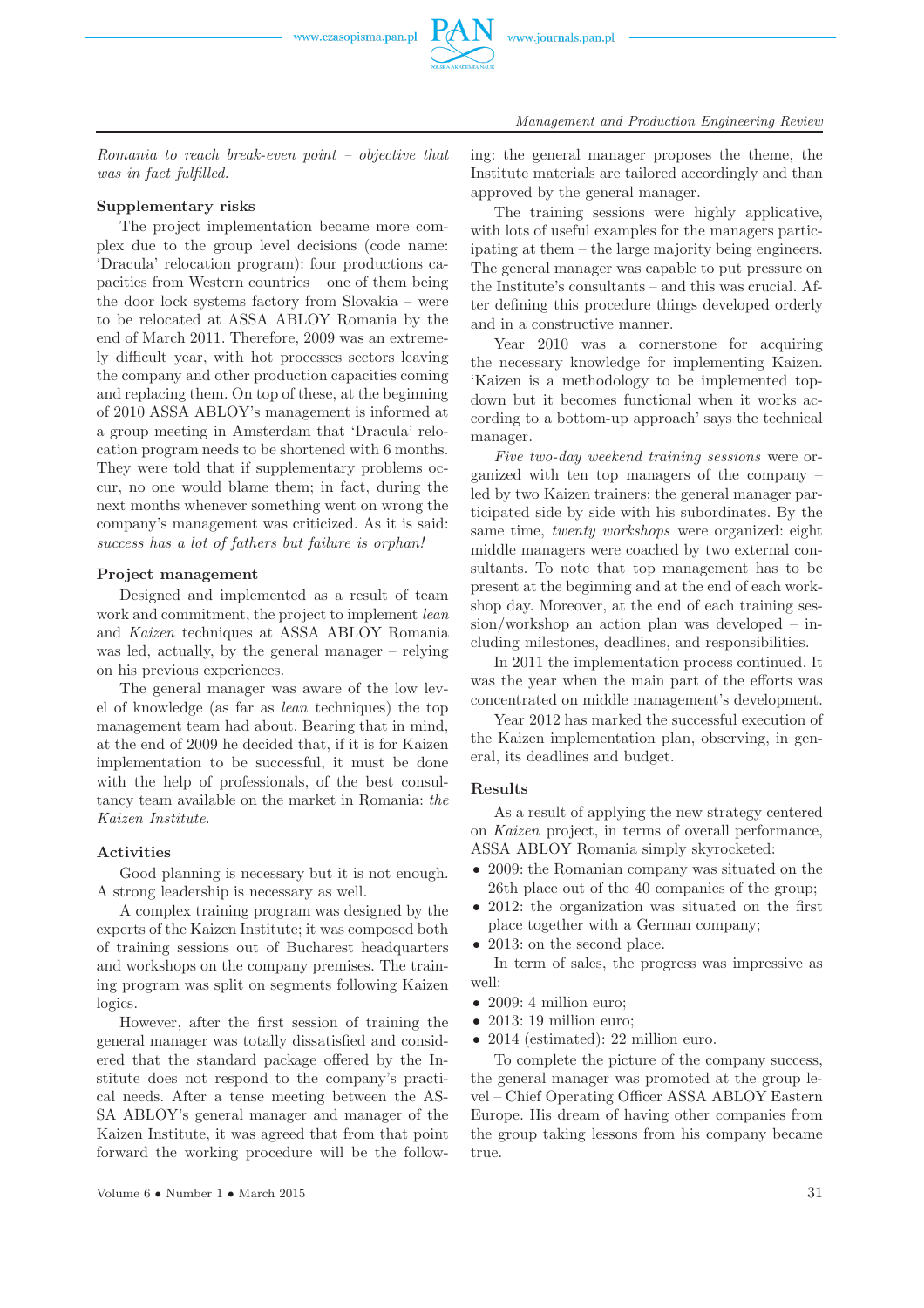*Romania to reach break-even point – objective that was in fact fulfilled.*

### Supplementary risks

The project implementation became more complex due to the group level decisions (code name: 'Dracula' relocation program): four productions capacities from Western countries – one of them being the door lock systems factory from Slovakia – were to be relocated at ASSA ABLOY Romania by the end of March 2011. Therefore, 2009 was an extremely difficult year, with hot processes sectors leaving the company and other production capacities coming and replacing them. On top of these, at the beginning of 2010 ASSA ABLOY's management is informed at a group meeting in Amsterdam that 'Dracula' relocation program needs to be shortened with 6 months. They were told that if supplementary problems occur, no one would blame them; in fact, during the next months whenever something went on wrong the company's management was criticized. As it is said: *success has a lot of fathers but failure is orphan!*

### Project management

Designed and implemented as a result of team work and commitment, the project to implement *lean* and *Kaizen* techniques at ASSA ABLOY Romania was led, actually, by the general manager – relying on his previous experiences.

The general manager was aware of the low level of knowledge (as far as *lean* techniques) the top management team had about. Bearing that in mind, at the end of 2009 he decided that, if it is for Kaizen implementation to be successful, it must be done with the help of professionals, of the best consultancy team available on the market in Romania: *the Kaizen Institute*.

### Activities

Good planning is necessary but it is not enough. A strong leadership is necessary as well.

A complex training program was designed by the experts of the Kaizen Institute; it was composed both of training sessions out of Bucharest headquarters and workshops on the company premises. The training program was split on segments following Kaizen logics.

However, after the first session of training the general manager was totally dissatisfied and considered that the standard package offered by the Institute does not respond to the company's practical needs. After a tense meeting between the ASSA ABLOY's general manager and manager of the Kaizen Institute, it was agreed that from that point forward the working procedure will be the following: the general manager proposes the theme, the Institute materials are tailored accordingly and than approved by the general manager.

The training sessions were highly applicative, with lots of useful examples for the managers participating at them – the large majority being engineers. The general manager was capable to put pressure on the Institute's consultants – and this was crucial. After defining this procedure things developed orderly and in a constructive manner.

Year 2010 was a cornerstone for acquiring the necessary knowledge for implementing Kaizen. 'Kaizen is a methodology to be implemented top-down but it becomes functional when it works according to a bottom-up approach' says the technical manager.

*Five two-day weekend training sessions* were organized with ten top managers of the company – led by two Kaizen trainers; the general manager participated side by side with his subordinates. By the same time, *twenty workshops* were organized: eight middle managers were coached by two external consultants. To note that top management has to be present at the beginning and at the end of each workshop day. Moreover, at the end of each training session/workshop an action plan was developed – including milestones, deadlines, and responsibilities.

In 2011 the implementation process continued. It was the year when the main part of the efforts was concentrated on middle management's development.

Year 2012 has marked the successful execution of the Kaizen implementation plan, observing, in general, its deadlines and budget.

### Results

As a result of applying the new strategy centered on *Kaizen* project, in terms of overall performance, ASSA ABLOY Romania simply skyrocketed:

- 2009: the Romanian company was situated on the 26th place out of the 40 companies of the group;
- 2012: the organization was situated on the first place together with a German company;
- 2013: on the second place.

In term of sales, the progress was impressive as well:

- 2009: 4 million euro;
- 2013: 19 million euro;
- 2014 (estimated): 22 million euro.

To complete the picture of the company success, the general manager was promoted at the group level – Chief Operating Officer ASSA ABLOY Eastern Europe. His dream of having other companies from the group taking lessons from his company became true.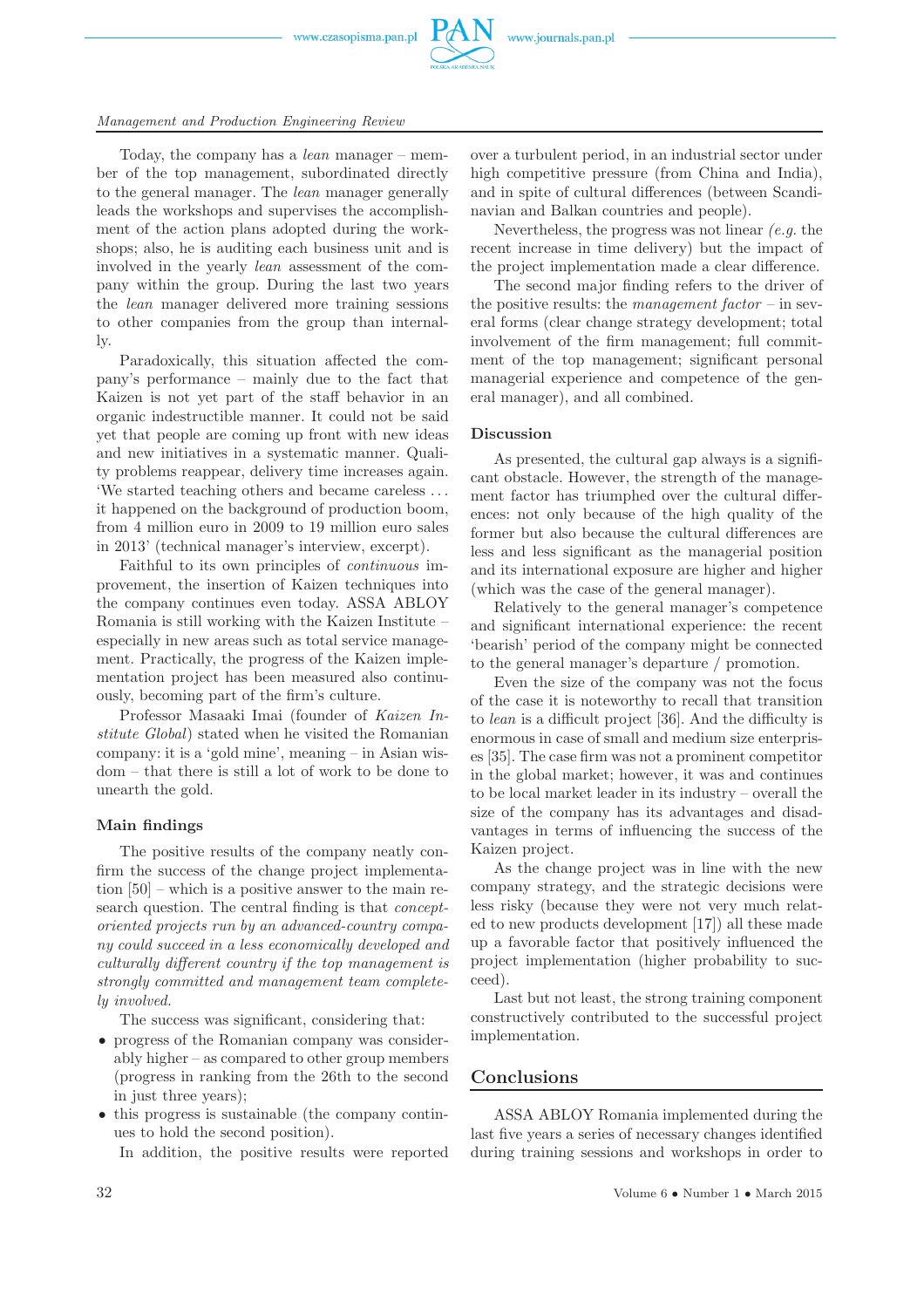Today, the company has a *lean* manager – member of the top management, subordinated directly to the general manager. The *lean* manager generally leads the workshops and supervises the accomplishment of the action plans adopted during the workshops; also, he is auditing each business unit and is involved in the yearly *lean* assessment of the company within the group. During the last two years the *lean* manager delivered more training sessions to other companies from the group than internally.

Paradoxically, this situation affected the company's performance – mainly due to the fact that Kaizen is not yet part of the staff behavior in an organic indestructible manner. It could not be said yet that people are coming up front with new ideas and new initiatives in a systematic manner. Quality problems reappear, delivery time increases again. 'We started teaching others and became careless ... it happened on the background of production boom, from 4 million euro in 2009 to 19 million euro sales in 2013' (technical manager's interview, excerpt).

Faithful to its own principles of *continuous* improvement, the insertion of Kaizen techniques into the company continues even today. ASSA ABLOY Romania is still working with the Kaizen Institute – especially in new areas such as total service management. Practically, the progress of the Kaizen implementation project has been measured also continuously, becoming part of the firm's culture.

Professor Masaaki Imai (founder of *Kaizen Institute Global*) stated when he visited the Romanian company: it is a 'gold mine', meaning – in Asian wisdom – that there is still a lot of work to be done to unearth the gold.

### Main findings

The positive results of the company neatly confirm the success of the change project implementation [50] – which is a positive answer to the main research question. The central finding is that *concept-oriented projects run by an advanced-country company could succeed in a less economically developed and culturally different country if the top management is strongly committed and management team completely involved.*

The success was significant, considering that:

- progress of the Romanian company was considerably higher – as compared to other group members (progress in ranking from the 26th to the second in just three years);
- this progress is sustainable (the company continues to hold the second position).

In addition, the positive results were reported over a turbulent period, in an industrial sector under high competitive pressure (from China and India), and in spite of cultural differences (between Scandinavian and Balkan countries and people).

Nevertheless, the progress was not linear *(e.g.* the recent increase in time delivery) but the impact of the project implementation made a clear difference.

The second major finding refers to the driver of the positive results: the *management factor* – in several forms (clear change strategy development; total involvement of the firm management; full commitment of the top management; significant personal managerial experience and competence of the general manager), and all combined.

### Discussion

As presented, the cultural gap always is a significant obstacle. However, the strength of the management factor has triumphed over the cultural differences: not only because of the high quality of the former but also because the cultural differences are less and less significant as the managerial position and its international exposure are higher and higher (which was the case of the general manager).

Relatively to the general manager's competence and significant international experience: the recent 'bearish' period of the company might be connected to the general manager's departure / promotion.

Even the size of the company was not the focus of the case it is noteworthy to recall that transition to *lean* is a difficult project [36]. And the difficulty is enormous in case of small and medium size enterprises [35]. The case firm was not a prominent competitor in the global market; however, it was and continues to be local market leader in its industry – overall the size of the company has its advantages and disadvantages in terms of influencing the success of the Kaizen project.

As the change project was in line with the new company strategy, and the strategic decisions were less risky (because they were not very much related to new products development [17]) all these made up a favorable factor that positively influenced the project implementation (higher probability to succeed).

Last but not least, the strong training component constructively contributed to the successful project implementation.

## Conclusions

ASSA ABLOY Romania implemented during the last five years a series of necessary changes identified during training sessions and workshops in order to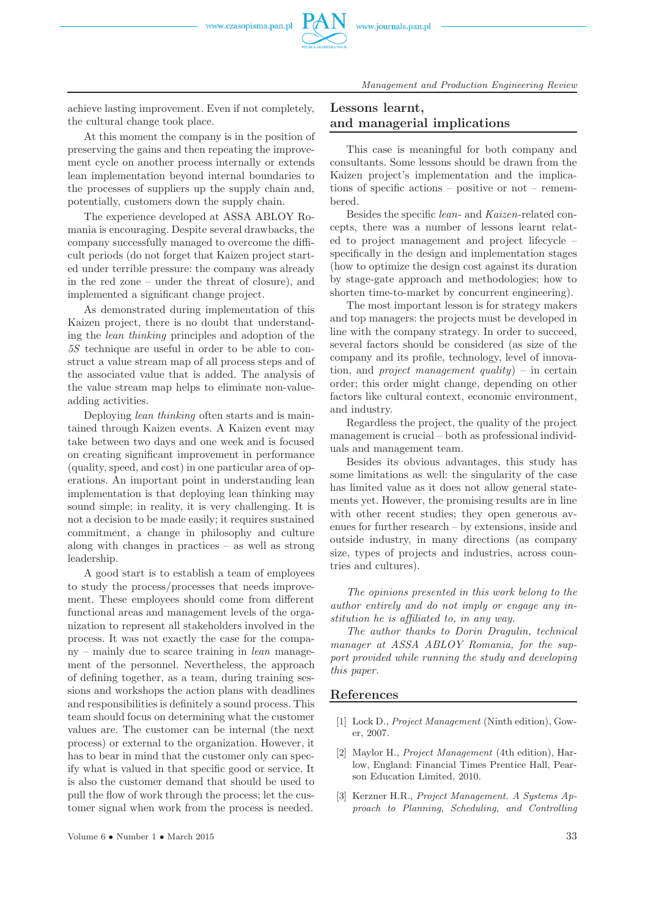achieve lasting improvement. Even if not completely, the cultural change took place.

At this moment the company is in the position of preserving the gains and then repeating the improvement cycle on another process internally or extends lean implementation beyond internal boundaries to the processes of suppliers up the supply chain and, potentially, customers down the supply chain.

The experience developed at ASSA ABLOY Romania is encouraging. Despite several drawbacks, the company successfully managed to overcome the difficult periods (do not forget that Kaizen project started under terrible pressure: the company was already in the red zone – under the threat of closure), and implemented a significant change project.

As demonstrated during implementation of this Kaizen project, there is no doubt that understanding the *lean thinking* principles and adoption of the *5S* technique are useful in order to be able to construct a value stream map of all process steps and of the associated value that is added. The analysis of the value stream map helps to eliminate non-value-adding activities.

Deploying *lean thinking* often starts and is maintained through Kaizen events. A Kaizen event may take between two days and one week and is focused on creating significant improvement in performance (quality, speed, and cost) in one particular area of operations. An important point in understanding lean implementation is that deploying lean thinking may sound simple; in reality, it is very challenging. It is not a decision to be made easily; it requires sustained commitment, a change in philosophy and culture along with changes in practices – as well as strong leadership.

A good start is to establish a team of employees to study the process/processes that needs improvement. These employees should come from different functional areas and management levels of the organization to represent all stakeholders involved in the process. It was not exactly the case for the company – mainly due to scarce training in *lean* management of the personnel. Nevertheless, the approach of defining together, as a team, during training sessions and workshops the action plans with deadlines and responsibilities is definitely a sound process. This team should focus on determining what the customer values are. The customer can be internal (the next process) or external to the organization. However, it has to bear in mind that the customer only can specify what is valued in that specific good or service. It is also the customer demand that should be used to pull the flow of work through the process; let the customer signal when work from the process is needed.

## Lessons learnt, and managerial implications

This case is meaningful for both company and consultants. Some lessons should be drawn from the Kaizen project's implementation and the implications of specific actions – positive or not – remembered.

Besides the specific *lean-* and *Kaizen-*related concepts, there was a number of lessons learnt related to project management and project lifecycle – specifically in the design and implementation stages (how to optimize the design cost against its duration by stage-gate approach and methodologies; how to shorten time-to-market by concurrent engineering).

The most important lesson is for strategy makers and top managers: the projects must be developed in line with the company strategy. In order to succeed, several factors should be considered (as size of the company and its profile, technology, level of innovation, and *project management quality*) – in certain order; this order might change, depending on other factors like cultural context, economic environment, and industry.

Regardless the project, the quality of the project management is crucial – both as professional individuals and management team.

Besides its obvious advantages, this study has some limitations as well: the singularity of the case has limited value as it does not allow general statements yet. However, the promising results are in line with other recent studies; they open generous avenues for further research – by extensions, inside and outside industry, in many directions (as company size, types of projects and industries, across countries and cultures).

*The opinions presented in this work belong to the author entirely and do not imply or engage any institution he is affiliated to, in any way.*

*The author thanks to Dorin Dragulin, technical manager at ASSA ABLOY Romania, for the support provided while running the study and developing this paper.*

## References

[1] Lock D., *Project Management* (Ninth edition), Gower, 2007.

[2] Maylor H., *Project Management* (4th edition), Harlow, England: Financial Times Prentice Hall, Pearson Education Limited, 2010.

[3] Kerzner H.R., *Project Management. A Systems Approach to Planning, Scheduling, and Controlling*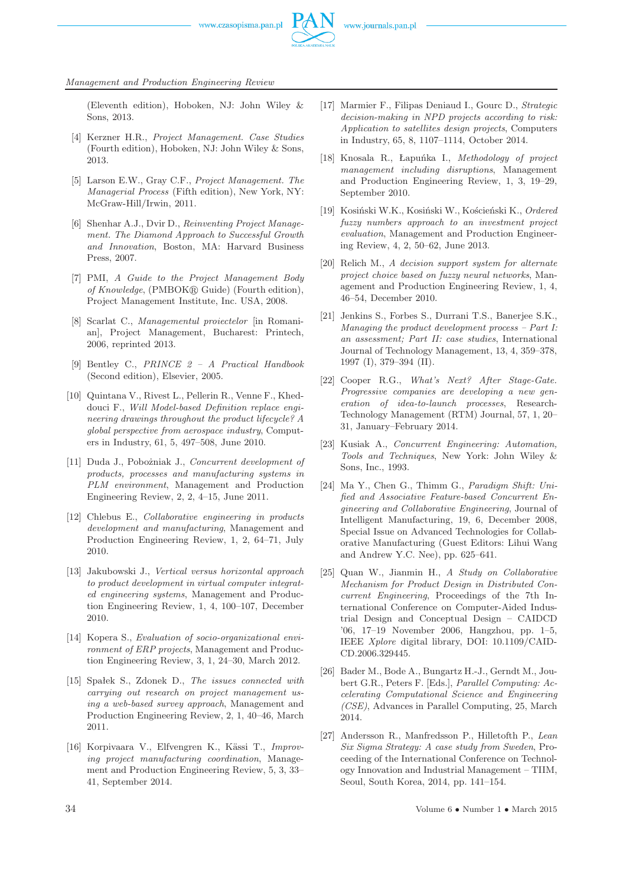(Eleventh edition), Hoboken, NJ: John Wiley & Sons, 2013.

[4] Kerzner H.R., *Project Management. Case Studies* (Fourth edition), Hoboken, NJ: John Wiley & Sons, 2013.

[5] Larson E.W., Gray C.F., *Project Management. The Managerial Process* (Fifth edition), New York, NY: McGraw-Hill/Irwin, 2011.

[6] Shenhar A.J., Dvir D., *Reinventing Project Management. The Diamond Approach to Successful Growth and Innovation*, Boston, MA: Harvard Business Press, 2007.

[7] PMI, *A Guide to the Project Management Body of Knowledge*, (PMBOK® Guide) (Fourth edition), Project Management Institute, Inc. USA, 2008.

[8] Scarlat C., *Managementul proiectelor* [in Romanian], Project Management, Bucharest: Printech, 2006, reprinted 2013.

[9] Bentley C., *PRINCE 2 – A Practical Handbook* (Second edition), Elsevier, 2005.

[10] Quintana V., Rivest L., Pellerin R., Venne F., Kheddouci F., *Will Model-based Definition replace engineering drawings throughout the product lifecycle? A global perspective from aerospace industry*, Computers in Industry, 61, 5, 497–508, June 2010.

[11] Duda J., Pobożniak J., *Concurrent development of products, processes and manufacturing systems in PLM environment*, Management and Production Engineering Review, 2, 2, 4–15, June 2011.

[12] Chlebus E., *Collaborative engineering in products development and manufacturing*, Management and Production Engineering Review, 1, 2, 64–71, July 2010.

[13] Jakubowski J., *Vertical versus horizontal approach to product development in virtual computer integrated engineering systems*, Management and Production Engineering Review, 1, 4, 100–107, December 2010.

[14] Kopera S., *Evaluation of socio-organizational environment of ERP projects*, Management and Production Engineering Review, 3, 1, 24–30, March 2012.

[15] Spałek S., Zdonek D., *The issues connected with carrying out research on project management using a web-based survey approach*, Management and Production Engineering Review, 2, 1, 40–46, March 2011.

[16] Korpivaara V., Elfvengren K., Kässi T., *Improving project manufacturing coordination*, Management and Production Engineering Review, 5, 3, 33–41, September 2014.

[17] Marmier F., Filipas Deniaud I., Gourc D., *Strategic decision-making in NPD projects according to risk: Application to satellites design projects*, Computers in Industry, 65, 8, 1107–1114, October 2014.

[18] Knosala R., Łapuńka I., *Methodology of project management including disruptions*, Management and Production Engineering Review, 1, 3, 19–29, September 2010.

[19] Kosiński W.K., Kosiński W., Kościeński K., *Ordered fuzzy numbers approach to an investment project evaluation*, Management and Production Engineering Review, 4, 2, 50–62, June 2013.

[20] Relich M., *A decision support system for alternate project choice based on fuzzy neural networks*, Management and Production Engineering Review, 1, 4, 46–54, December 2010.

[21] Jenkins S., Forbes S., Durrani T.S., Banerjee S.K., *Managing the product development process – Part I: an assessment; Part II: case studies*, International Journal of Technology Management, 13, 4, 359–378, 1997 (I), 379–394 (II).

[22] Cooper R.G., *What's Next? After Stage-Gate. Progressive companies are developing a new generation of idea-to-launch processes*, Research-Technology Management (RTM) Journal, 57, 1, 20–31, January–February 2014.

[23] Kusiak A., *Concurrent Engineering: Automation, Tools and Techniques*, New York: John Wiley & Sons, Inc., 1993.

[24] Ma Y., Chen G., Thimm G., *Paradigm Shift: Unified and Associative Feature-based Concurrent Engineering and Collaborative Engineering*, Journal of Intelligent Manufacturing, 19, 6, December 2008, Special Issue on Advanced Technologies for Collaborative Manufacturing (Guest Editors: Lihui Wang and Andrew Y.C. Nee), pp. 625–641.

[25] Quan W., Jianmin H., *A Study on Collaborative Mechanism for Product Design in Distributed Concurrent Engineering*, Proceedings of the 7th International Conference on Computer-Aided Industrial Design and Conceptual Design – CAIDCD '06, 17–19 November 2006, Hangzhou, pp. 1–5, IEEE *Xplore* digital library, DOI: 10.1109/CAIDCD.2006.329445.

[26] Bader M., Bode A., Bungartz H.-J., Gerndt M., Joubert G.R., Peters F. [Eds.], *Parallel Computing: Accelerating Computational Science and Engineering (CSE)*, Advances in Parallel Computing, 25, March 2014.

[27] Andersson R., Manfredsson P., Hilletofth P., *Lean Six Sigma Strategy: A case study from Sweden*, Proceeding of the International Conference on Technology Innovation and Industrial Management – TIIM, Seoul, South Korea, 2014, pp. 141–154.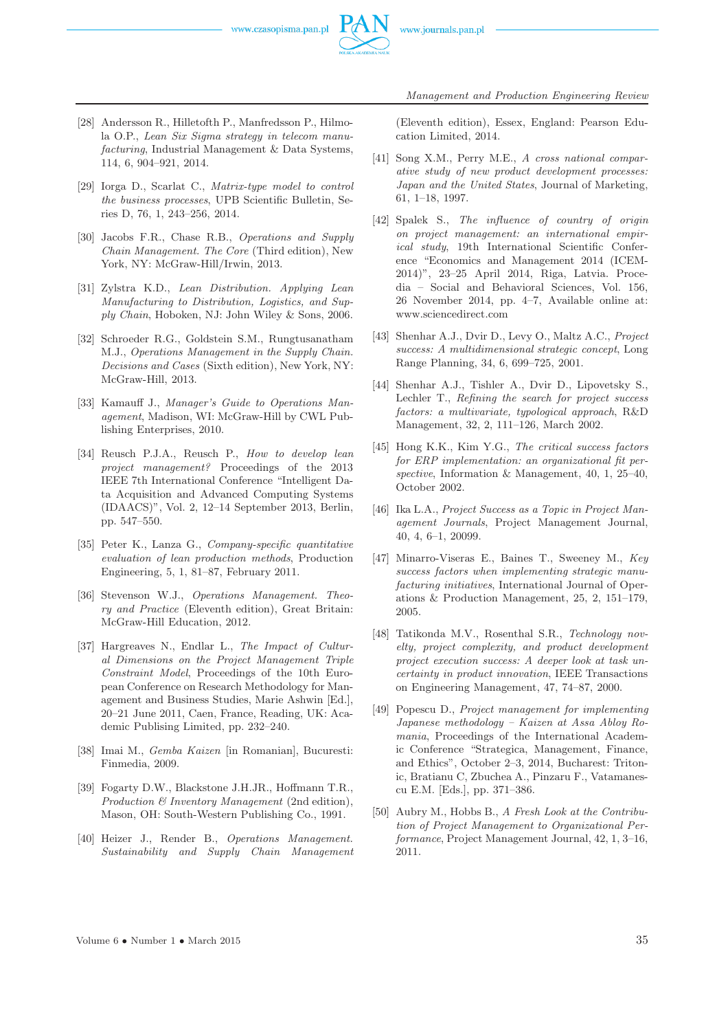[28] Andersson R., Hilletofth P., Manfredsson P., Hilmola O.P., *Lean Six Sigma strategy in telecom manufacturing*, Industrial Management & Data Systems, 114, 6, 904–921, 2014.

[29] Iorga D., Scarlat C., *Matrix-type model to control the business processes*, UPB Scientific Bulletin, Series D, 76, 1, 243–256, 2014.

[30] Jacobs F.R., Chase R.B., *Operations and Supply Chain Management. The Core* (Third edition), New York, NY: McGraw-Hill/Irwin, 2013.

[31] Zylstra K.D., *Lean Distribution. Applying Lean Manufacturing to Distribution, Logistics, and Supply Chain*, Hoboken, NJ: John Wiley & Sons, 2006.

[32] Schroeder R.G., Goldstein S.M., Rungtusanatham M.J., *Operations Management in the Supply Chain. Decisions and Cases* (Sixth edition), New York, NY: McGraw-Hill, 2013.

[33] Kamauff J., *Manager's Guide to Operations Management*, Madison, WI: McGraw-Hill by CWL Publishing Enterprises, 2010.

[34] Reusch P.J.A., Reusch P., *How to develop lean project management?* Proceedings of the 2013 IEEE 7th International Conference "Intelligent Data Acquisition and Advanced Computing Systems (IDAACS)", Vol. 2, 12–14 September 2013, Berlin, pp. 547–550.

[35] Peter K., Lanza G., *Company-specific quantitative evaluation of lean production methods*, Production Engineering, 5, 1, 81–87, February 2011.

[36] Stevenson W.J., *Operations Management. Theory and Practice* (Eleventh edition), Great Britain: McGraw-Hill Education, 2012.

[37] Hargreaves N., Endlar L., *The Impact of Cultural Dimensions on the Project Management Triple Constraint Model*, Proceedings of the 10th European Conference on Research Methodology for Management and Business Studies, Marie Ashwin [Ed.], 20–21 June 2011, Caen, France, Reading, UK: Academic Publising Limited, pp. 232–240.

[38] Imai M., *Gemba Kaizen* [in Romanian], Bucuresti: Finmedia, 2009.

[39] Fogarty D.W., Blackstone J.H.JR., Hoffmann T.R., *Production & Inventory Management* (2nd edition), Mason, OH: South-Western Publishing Co., 1991.

[40] Heizer J., Render B., *Operations Management. Sustainability and Supply Chain Management* (Eleventh edition), Essex, England: Pearson Education Limited, 2014.

[41] Song X.M., Perry M.E., *A cross national comparative study of new product development processes: Japan and the United States*, Journal of Marketing, 61, 1–18, 1997.

[42] Spalek S., *The influence of country of origin on project management: an international empirical study*, 19th International Scientific Conference "Economics and Management 2014 (ICEM-2014)", 23–25 April 2014, Riga, Latvia. Procedia – Social and Behavioral Sciences, Vol. 156, 26 November 2014, pp. 4–7, Available online at: www.sciencedirect.com

[43] Shenhar A.J., Dvir D., Levy O., Maltz A.C., *Project success: A multidimensional strategic concept*, Long Range Planning, 34, 6, 699–725, 2001.

[44] Shenhar A.J., Tishler A., Dvir D., Lipovetsky S., Lechler T., *Refining the search for project success factors: a multivariate, typological approach*, R&D Management, 32, 2, 111–126, March 2002.

[45] Hong K.K., Kim Y.G., *The critical success factors for ERP implementation: an organizational fit perspective*, Information & Management, 40, 1, 25–40, October 2002.

[46] Ika L.A., *Project Success as a Topic in Project Management Journals*, Project Management Journal, 40, 4, 6–1, 20099.

[47] Minarro-Viseras E., Baines T., Sweeney M., *Key success factors when implementing strategic manufacturing initiatives*, International Journal of Operations & Production Management, 25, 2, 151–179, 2005.

[48] Tatikonda M.V., Rosenthal S.R., *Technology novelty, project complexity, and product development project execution success: A deeper look at task uncertainty in product innovation*, IEEE Transactions on Engineering Management, 47, 74–87, 2000.

[49] Popescu D., *Project management for implementing Japanese methodology – Kaizen at Assa Abloy Romania*, Proceedings of the International Academic Conference "Strategica, Management, Finance, and Ethics", October 2–3, 2014, Bucharest: Tritonic, Bratianu C, Zbuchea A., Pinzaru F., Vatamanescu E.M. [Eds.], pp. 371–386.

[50] Aubry M., Hobbs B., *A Fresh Look at the Contribution of Project Management to Organizational Performance*, Project Management Journal, 42, 1, 3–16, 2011.